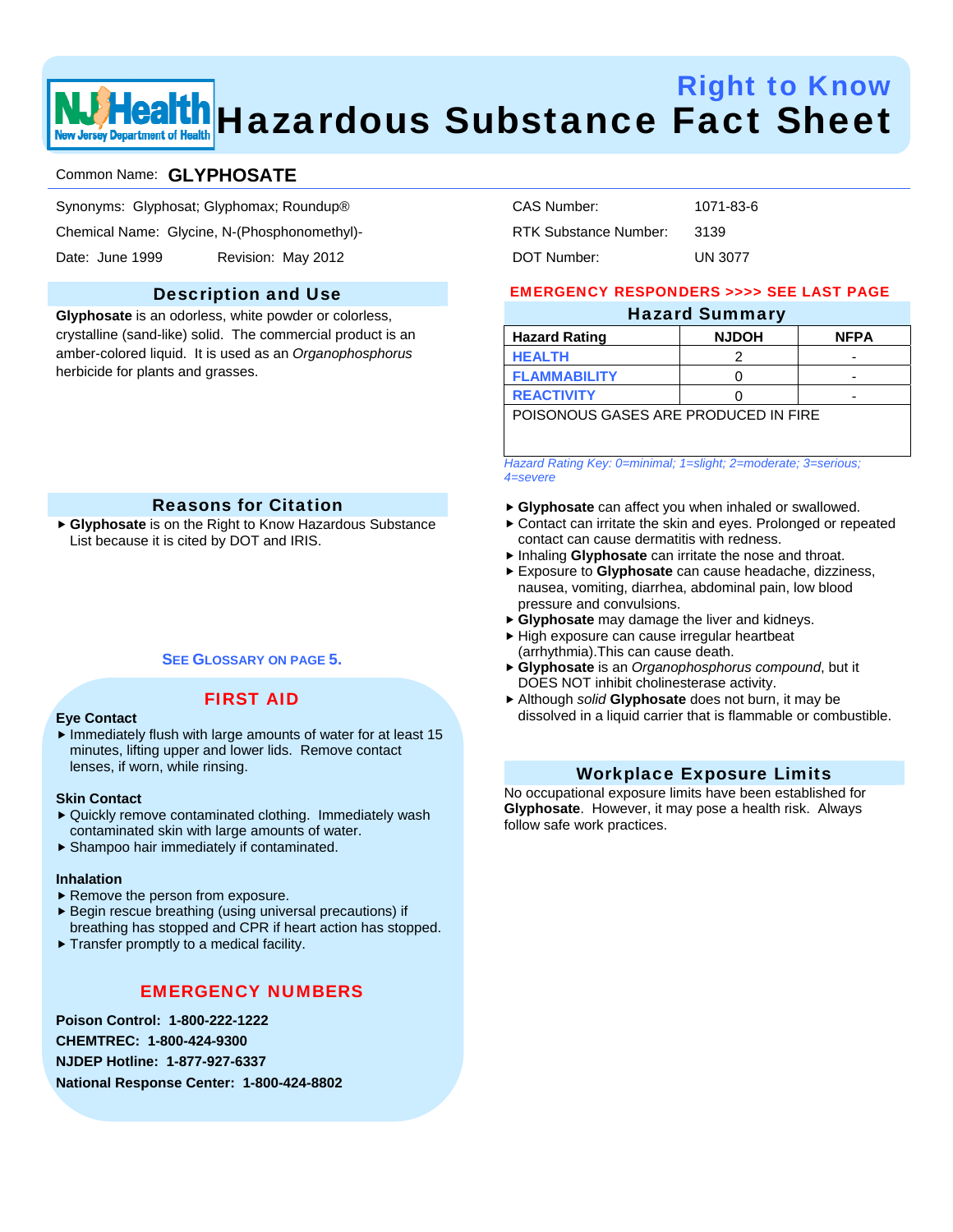# Right to Know
# Hazardous Substance Fact Sheet

Common Name: **GLYPHOSATE**

Synonyms: Glyphosat; Glyphomax; Roundup®

Chemical Name: Glycine, N-(Phosphonomethyl)-

Date: June 1999 Revision: May 2012

CAS Number: 1071-83-6

RTK Substance Number: 3139

DOT Number: UN 3077

## Description and Use

**Glyphosate** is an odorless, white powder or colorless, crystalline (sand-like) solid. The commercial product is an amber-colored liquid. It is used as an *Organophosphorus* herbicide for plants and grasses.

## Reasons for Citation

- **Glyphosate** is on the Right to Know Hazardous Substance List because it is cited by DOT and IRIS.

**SEE GLOSSARY ON PAGE 5.**

## FIRST AID

**Eye Contact**

- Immediately flush with large amounts of water for at least 15 minutes, lifting upper and lower lids. Remove contact lenses, if worn, while rinsing.

**Skin Contact**

- Quickly remove contaminated clothing. Immediately wash contaminated skin with large amounts of water.
- Shampoo hair immediately if contaminated.

**Inhalation**

- Remove the person from exposure.
- Begin rescue breathing (using universal precautions) if breathing has stopped and CPR if heart action has stopped.
- Transfer promptly to a medical facility.

## EMERGENCY NUMBERS

**Poison Control: 1-800-222-1222**

**CHEMTREC: 1-800-424-9300**

**NJDEP Hotline: 1-877-927-6337**

**National Response Center: 1-800-424-8802**

**EMERGENCY RESPONDERS >>>> SEE LAST PAGE**

## Hazard Summary

| Hazard Rating | NJDOH | NFPA |
|---|---|---|
| HEALTH | 2 | - |
| FLAMMABILITY | 0 | - |
| REACTIVITY | 0 | - |
| POISONOUS GASES ARE PRODUCED IN FIRE | | |

*Hazard Rating Key: 0=minimal; 1=slight; 2=moderate; 3=serious; 4=severe*

- **Glyphosate** can affect you when inhaled or swallowed.
- Contact can irritate the skin and eyes. Prolonged or repeated contact can cause dermatitis with redness.
- Inhaling **Glyphosate** can irritate the nose and throat.
- Exposure to **Glyphosate** can cause headache, dizziness, nausea, vomiting, diarrhea, abdominal pain, low blood pressure and convulsions.
- **Glyphosate** may damage the liver and kidneys.
- High exposure can cause irregular heartbeat (arrhythmia).This can cause death.
- **Glyphosate** is an *Organophosphorus compound*, but it DOES NOT inhibit cholinesterase activity.
- Although *solid* **Glyphosate** does not burn, it may be dissolved in a liquid carrier that is flammable or combustible.

## Workplace Exposure Limits

No occupational exposure limits have been established for **Glyphosate**. However, it may pose a health risk. Always follow safe work practices.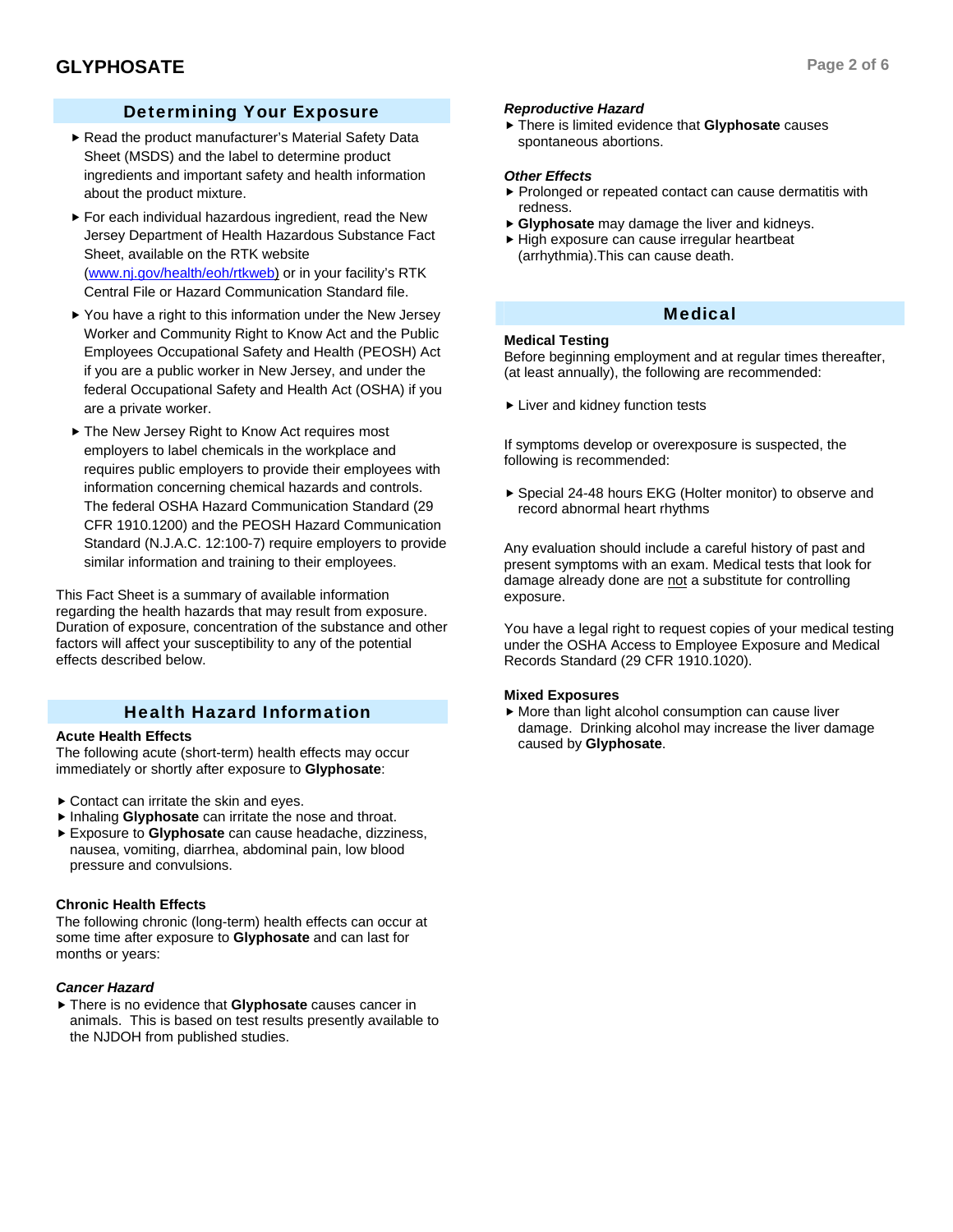## Determining Your Exposure

- Read the product manufacturer's Material Safety Data Sheet (MSDS) and the label to determine product ingredients and important safety and health information about the product mixture.
- For each individual hazardous ingredient, read the New Jersey Department of Health Hazardous Substance Fact Sheet, available on the RTK website ([www.nj.gov/health/eoh/rtkweb](www.nj.gov/health/eoh/rtkweb)) or in your facility's RTK Central File or Hazard Communication Standard file.
- You have a right to this information under the New Jersey Worker and Community Right to Know Act and the Public Employees Occupational Safety and Health (PEOSH) Act if you are a public worker in New Jersey, and under the federal Occupational Safety and Health Act (OSHA) if you are a private worker.
- The New Jersey Right to Know Act requires most employers to label chemicals in the workplace and requires public employers to provide their employees with information concerning chemical hazards and controls. The federal OSHA Hazard Communication Standard (29 CFR 1910.1200) and the PEOSH Hazard Communication Standard (N.J.A.C. 12:100-7) require employers to provide similar information and training to their employees.

This Fact Sheet is a summary of available information regarding the health hazards that may result from exposure. Duration of exposure, concentration of the substance and other factors will affect your susceptibility to any of the potential effects described below.

## Health Hazard Information

**Acute Health Effects**

The following acute (short-term) health effects may occur immediately or shortly after exposure to **Glyphosate**:

- Contact can irritate the skin and eyes.
- Inhaling **Glyphosate** can irritate the nose and throat.
- Exposure to **Glyphosate** can cause headache, dizziness, nausea, vomiting, diarrhea, abdominal pain, low blood pressure and convulsions.

**Chronic Health Effects**

The following chronic (long-term) health effects can occur at some time after exposure to **Glyphosate** and can last for months or years:

***Cancer Hazard***

- There is no evidence that **Glyphosate** causes cancer in animals. This is based on test results presently available to the NJDOH from published studies.

***Reproductive Hazard***

- There is limited evidence that **Glyphosate** causes spontaneous abortions.

***Other Effects***

- Prolonged or repeated contact can cause dermatitis with redness.
- **Glyphosate** may damage the liver and kidneys.
- High exposure can cause irregular heartbeat (arrhythmia).This can cause death.

## Medical

**Medical Testing**

Before beginning employment and at regular times thereafter, (at least annually), the following are recommended:

- Liver and kidney function tests

If symptoms develop or overexposure is suspected, the following is recommended:

- Special 24-48 hours EKG (Holter monitor) to observe and record abnormal heart rhythms

Any evaluation should include a careful history of past and present symptoms with an exam. Medical tests that look for damage already done are not a substitute for controlling exposure.

You have a legal right to request copies of your medical testing under the OSHA Access to Employee Exposure and Medical Records Standard (29 CFR 1910.1020).

**Mixed Exposures**

- More than light alcohol consumption can cause liver damage. Drinking alcohol may increase the liver damage caused by **Glyphosate**.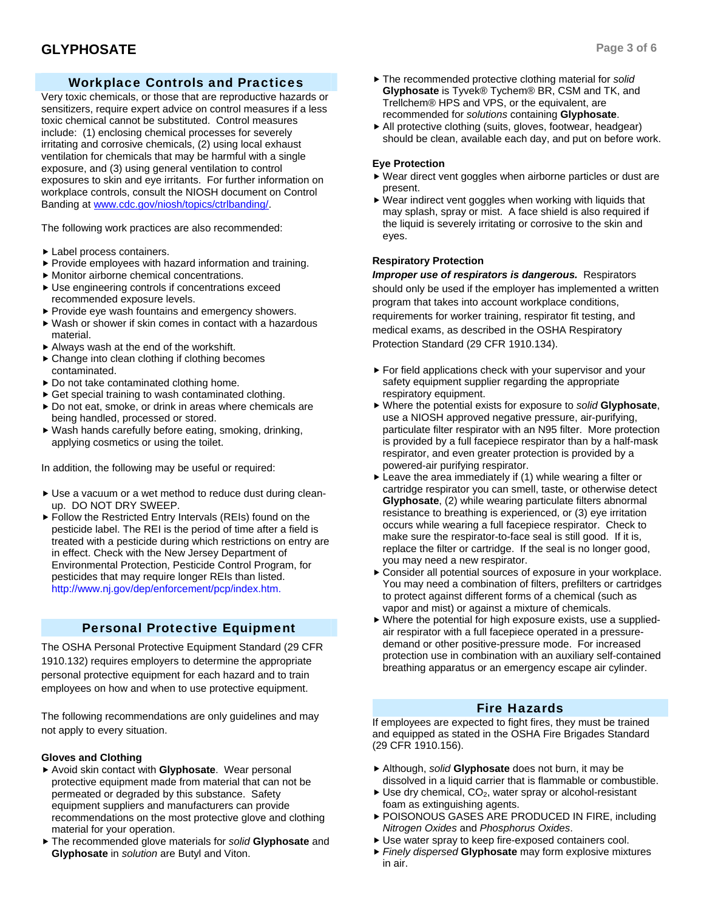## Workplace Controls and Practices

Very toxic chemicals, or those that are reproductive hazards or sensitizers, require expert advice on control measures if a less toxic chemical cannot be substituted. Control measures include: (1) enclosing chemical processes for severely irritating and corrosive chemicals, (2) using local exhaust ventilation for chemicals that may be harmful with a single exposure, and (3) using general ventilation to control exposures to skin and eye irritants. For further information on workplace controls, consult the NIOSH document on Control Banding at www.cdc.gov/niosh/topics/ctrlbanding/.

The following work practices are also recommended:

- Label process containers.
- Provide employees with hazard information and training.
- Monitor airborne chemical concentrations.
- Use engineering controls if concentrations exceed recommended exposure levels.
- Provide eye wash fountains and emergency showers.
- Wash or shower if skin comes in contact with a hazardous material.
- Always wash at the end of the workshift.
- Change into clean clothing if clothing becomes contaminated.
- Do not take contaminated clothing home.
- Get special training to wash contaminated clothing.
- Do not eat, smoke, or drink in areas where chemicals are being handled, processed or stored.
- Wash hands carefully before eating, smoking, drinking, applying cosmetics or using the toilet.

In addition, the following may be useful or required:

- Use a vacuum or a wet method to reduce dust during clean-up. DO NOT DRY SWEEP.
- Follow the Restricted Entry Intervals (REIs) found on the pesticide label. The REI is the period of time after a field is treated with a pesticide during which restrictions on entry are in effect. Check with the New Jersey Department of Environmental Protection, Pesticide Control Program, for pesticides that may require longer REIs than listed. http://www.nj.gov/dep/enforcement/pcp/index.htm.

## Personal Protective Equipment

The OSHA Personal Protective Equipment Standard (29 CFR 1910.132) requires employers to determine the appropriate personal protective equipment for each hazard and to train employees on how and when to use protective equipment.

The following recommendations are only guidelines and may not apply to every situation.

### Gloves and Clothing

- Avoid skin contact with **Glyphosate**. Wear personal protective equipment made from material that can not be permeated or degraded by this substance. Safety equipment suppliers and manufacturers can provide recommendations on the most protective glove and clothing material for your operation.
- The recommended glove materials for *solid* **Glyphosate** and **Glyphosate** in *solution* are Butyl and Viton.
- The recommended protective clothing material for *solid* **Glyphosate** is Tyvek® Tychem® BR, CSM and TK, and Trellchem® HPS and VPS, or the equivalent, are recommended for *solutions* containing **Glyphosate**.
- All protective clothing (suits, gloves, footwear, headgear) should be clean, available each day, and put on before work.

### Eye Protection

- Wear direct vent goggles when airborne particles or dust are present.
- Wear indirect vent goggles when working with liquids that may splash, spray or mist. A face shield is also required if the liquid is severely irritating or corrosive to the skin and eyes.

### Respiratory Protection

***Improper use of respirators is dangerous.*** Respirators should only be used if the employer has implemented a written program that takes into account workplace conditions, requirements for worker training, respirator fit testing, and medical exams, as described in the OSHA Respiratory Protection Standard (29 CFR 1910.134).

- For field applications check with your supervisor and your safety equipment supplier regarding the appropriate respiratory equipment.
- Where the potential exists for exposure to *solid* **Glyphosate**, use a NIOSH approved negative pressure, air-purifying, particulate filter respirator with an N95 filter. More protection is provided by a full facepiece respirator than by a half-mask respirator, and even greater protection is provided by a powered-air purifying respirator.
- Leave the area immediately if (1) while wearing a filter or cartridge respirator you can smell, taste, or otherwise detect **Glyphosate**, (2) while wearing particulate filters abnormal resistance to breathing is experienced, or (3) eye irritation occurs while wearing a full facepiece respirator. Check to make sure the respirator-to-face seal is still good. If it is, replace the filter or cartridge. If the seal is no longer good, you may need a new respirator.
- Consider all potential sources of exposure in your workplace. You may need a combination of filters, prefilters or cartridges to protect against different forms of a chemical (such as vapor and mist) or against a mixture of chemicals.
- Where the potential for high exposure exists, use a supplied-air respirator with a full facepiece operated in a pressure-demand or other positive-pressure mode. For increased protection use in combination with an auxiliary self-contained breathing apparatus or an emergency escape air cylinder.

## Fire Hazards

If employees are expected to fight fires, they must be trained and equipped as stated in the OSHA Fire Brigades Standard (29 CFR 1910.156).

- Although, *solid* **Glyphosate** does not burn, it may be dissolved in a liquid carrier that is flammable or combustible.
- Use dry chemical, $CO_2$, water spray or alcohol-resistant foam as extinguishing agents.
- POISONOUS GASES ARE PRODUCED IN FIRE, including *Nitrogen Oxides* and *Phosphorus Oxides*.
- Use water spray to keep fire-exposed containers cool.
- *Finely dispersed* **Glyphosate** may form explosive mixtures in air.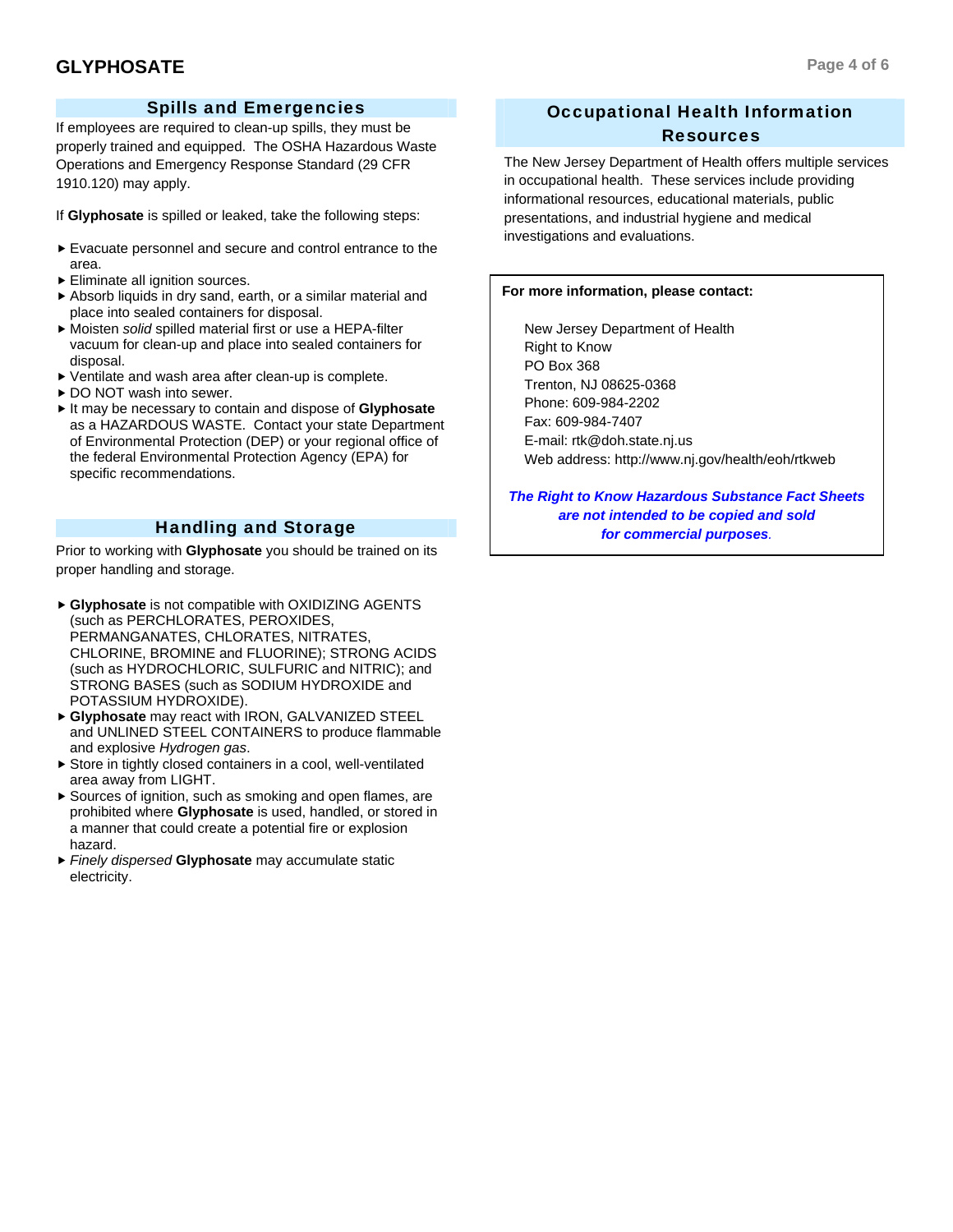## Spills and Emergencies

If employees are required to clean-up spills, they must be properly trained and equipped. The OSHA Hazardous Waste Operations and Emergency Response Standard (29 CFR 1910.120) may apply.

If **Glyphosate** is spilled or leaked, take the following steps:

- Evacuate personnel and secure and control entrance to the area.
- Eliminate all ignition sources.
- Absorb liquids in dry sand, earth, or a similar material and place into sealed containers for disposal.
- Moisten *solid* spilled material first or use a HEPA-filter vacuum for clean-up and place into sealed containers for disposal.
- Ventilate and wash area after clean-up is complete.
- DO NOT wash into sewer.
- It may be necessary to contain and dispose of **Glyphosate** as a HAZARDOUS WASTE. Contact your state Department of Environmental Protection (DEP) or your regional office of the federal Environmental Protection Agency (EPA) for specific recommendations.

## Handling and Storage

Prior to working with **Glyphosate** you should be trained on its proper handling and storage.

- **Glyphosate** is not compatible with OXIDIZING AGENTS (such as PERCHLORATES, PEROXIDES, PERMANGANATES, CHLORATES, NITRATES, CHLORINE, BROMINE and FLUORINE); STRONG ACIDS (such as HYDROCHLORIC, SULFURIC and NITRIC); and STRONG BASES (such as SODIUM HYDROXIDE and POTASSIUM HYDROXIDE).
- **Glyphosate** may react with IRON, GALVANIZED STEEL and UNLINED STEEL CONTAINERS to produce flammable and explosive *Hydrogen gas*.
- Store in tightly closed containers in a cool, well-ventilated area away from LIGHT.
- Sources of ignition, such as smoking and open flames, are prohibited where **Glyphosate** is used, handled, or stored in a manner that could create a potential fire or explosion hazard.
- *Finely dispersed* **Glyphosate** may accumulate static electricity.

## Occupational Health Information Resources

The New Jersey Department of Health offers multiple services in occupational health. These services include providing informational resources, educational materials, public presentations, and industrial hygiene and medical investigations and evaluations.

**For more information, please contact:**

New Jersey Department of Health
Right to Know
PO Box 368
Trenton, NJ 08625-0368
Phone: 609-984-2202
Fax: 609-984-7407
E-mail: rtk@doh.state.nj.us
Web address: http://www.nj.gov/health/eoh/rtkweb

***The Right to Know Hazardous Substance Fact Sheets are not intended to be copied and sold for commercial purposes.***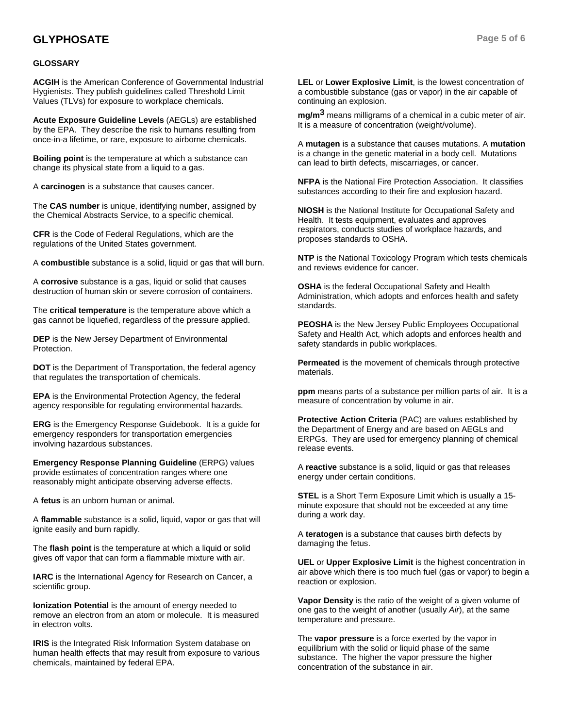## GLOSSARY

**ACGIH** is the American Conference of Governmental Industrial Hygienists. They publish guidelines called Threshold Limit Values (TLVs) for exposure to workplace chemicals.

**Acute Exposure Guideline Levels** (AEGLs) are established by the EPA. They describe the risk to humans resulting from once-in-a lifetime, or rare, exposure to airborne chemicals.

**Boiling point** is the temperature at which a substance can change its physical state from a liquid to a gas.

A **carcinogen** is a substance that causes cancer.

The **CAS number** is unique, identifying number, assigned by the Chemical Abstracts Service, to a specific chemical.

**CFR** is the Code of Federal Regulations, which are the regulations of the United States government.

A **combustible** substance is a solid, liquid or gas that will burn.

A **corrosive** substance is a gas, liquid or solid that causes destruction of human skin or severe corrosion of containers.

The **critical temperature** is the temperature above which a gas cannot be liquefied, regardless of the pressure applied.

**DEP** is the New Jersey Department of Environmental Protection.

**DOT** is the Department of Transportation, the federal agency that regulates the transportation of chemicals.

**EPA** is the Environmental Protection Agency, the federal agency responsible for regulating environmental hazards.

**ERG** is the Emergency Response Guidebook. It is a guide for emergency responders for transportation emergencies involving hazardous substances.

**Emergency Response Planning Guideline** (ERPG) values provide estimates of concentration ranges where one reasonably might anticipate observing adverse effects.

A **fetus** is an unborn human or animal.

A **flammable** substance is a solid, liquid, vapor or gas that will ignite easily and burn rapidly.

The **flash point** is the temperature at which a liquid or solid gives off vapor that can form a flammable mixture with air.

**IARC** is the International Agency for Research on Cancer, a scientific group.

**Ionization Potential** is the amount of energy needed to remove an electron from an atom or molecule. It is measured in electron volts.

**IRIS** is the Integrated Risk Information System database on human health effects that may result from exposure to various chemicals, maintained by federal EPA.

**LEL** or **Lower Explosive Limit**, is the lowest concentration of a combustible substance (gas or vapor) in the air capable of continuing an explosion.

**$mg/m^3$** means milligrams of a chemical in a cubic meter of air. It is a measure of concentration (weight/volume).

A **mutagen** is a substance that causes mutations. A **mutation** is a change in the genetic material in a body cell. Mutations can lead to birth defects, miscarriages, or cancer.

**NFPA** is the National Fire Protection Association. It classifies substances according to their fire and explosion hazard.

**NIOSH** is the National Institute for Occupational Safety and Health. It tests equipment, evaluates and approves respirators, conducts studies of workplace hazards, and proposes standards to OSHA.

**NTP** is the National Toxicology Program which tests chemicals and reviews evidence for cancer.

**OSHA** is the federal Occupational Safety and Health Administration, which adopts and enforces health and safety standards.

**PEOSHA** is the New Jersey Public Employees Occupational Safety and Health Act, which adopts and enforces health and safety standards in public workplaces.

**Permeated** is the movement of chemicals through protective materials.

**ppm** means parts of a substance per million parts of air. It is a measure of concentration by volume in air.

**Protective Action Criteria** (PAC) are values established by the Department of Energy and are based on AEGLs and ERPGs. They are used for emergency planning of chemical release events.

A **reactive** substance is a solid, liquid or gas that releases energy under certain conditions.

**STEL** is a Short Term Exposure Limit which is usually a 15-minute exposure that should not be exceeded at any time during a work day.

A **teratogen** is a substance that causes birth defects by damaging the fetus.

**UEL** or **Upper Explosive Limit** is the highest concentration in air above which there is too much fuel (gas or vapor) to begin a reaction or explosion.

**Vapor Density** is the ratio of the weight of a given volume of one gas to the weight of another (usually *Air*), at the same temperature and pressure.

The **vapor pressure** is a force exerted by the vapor in equilibrium with the solid or liquid phase of the same substance. The higher the vapor pressure the higher concentration of the substance in air.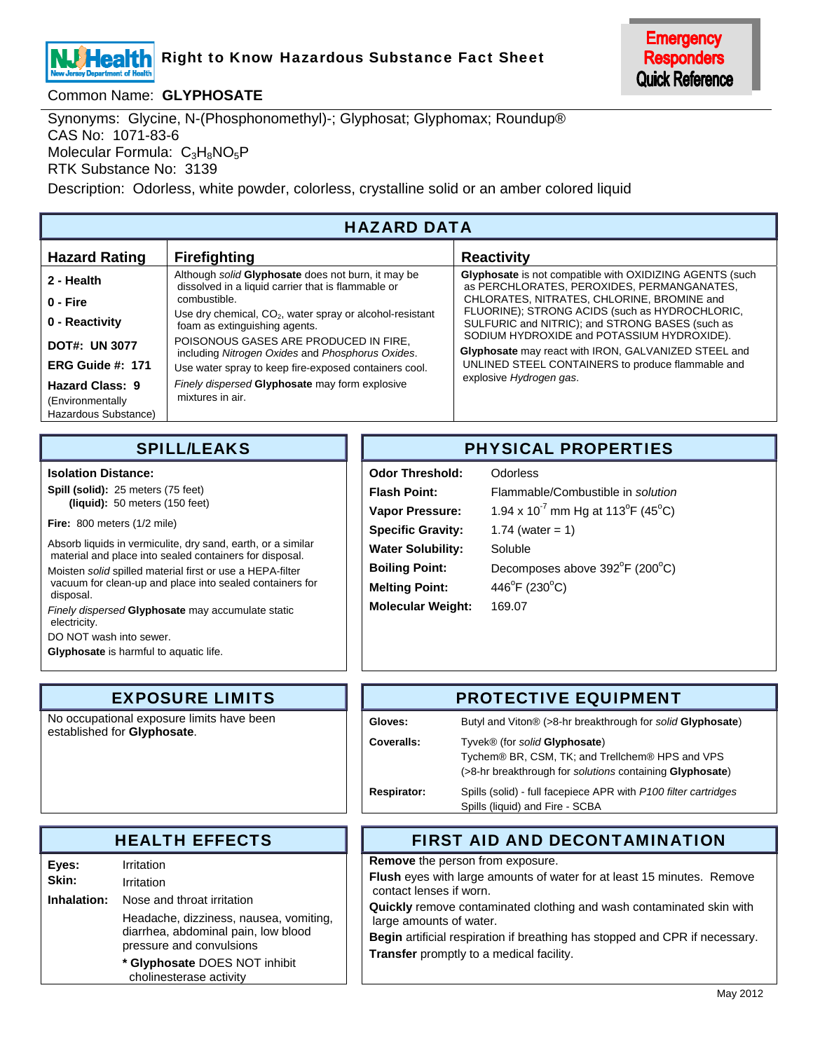Right to Know Hazardous Substance Fact Sheet

**Emergency Responders Quick Reference**

Common Name: **GLYPHOSATE**

Synonyms: Glycine, N-(Phosphonomethyl)-; Glyphosat; Glyphomax; Roundup®
CAS No: 1071-83-6
Molecular Formula: $C_3H_8NO_5P$
RTK Substance No: 3139
Description: Odorless, white powder, colorless, crystalline solid or an amber colored liquid

## HAZARD DATA

| Hazard Rating | Firefighting | Reactivity |
|---|---|---|
| **2 - Health**<br>**0 - Fire**<br>**0 - Reactivity**<br>**DOT#: UN 3077**<br>**ERG Guide #: 171**<br>**Hazard Class: 9** (Environmentally Hazardous Substance) | Although *solid* **Glyphosate** does not burn, it may be dissolved in a liquid carrier that is flammable or combustible.<br>Use dry chemical, $CO_2$, water spray or alcohol-resistant foam as extinguishing agents.<br>POISONOUS GASES ARE PRODUCED IN FIRE, including *Nitrogen Oxides* and *Phosphorus Oxides*.<br>Use water spray to keep fire-exposed containers cool.<br>*Finely dispersed* **Glyphosate** may form explosive mixtures in air. | **Glyphosate** is not compatible with OXIDIZING AGENTS (such as PERCHLORATES, PEROXIDES, PERMANGANATES, CHLORATES, NITRATES, CHLORINE, BROMINE and FLUORINE); STRONG ACIDS (such as HYDROCHLORIC, SULFURIC and NITRIC); and STRONG BASES (such as SODIUM HYDROXIDE and POTASSIUM HYDROXIDE).<br>**Glyphosate** may react with IRON, GALVANIZED STEEL and UNLINED STEEL CONTAINERS to produce flammable and explosive *Hydrogen gas*. |

## SPILL/LEAKS

**Isolation Distance:**

**Spill (solid):** 25 meters (75 feet)
**(liquid):** 50 meters (150 feet)

**Fire:** 800 meters (1/2 mile)

Absorb liquids in vermiculite, dry sand, earth, or a similar material and place into sealed containers for disposal.

Moisten *solid* spilled material first or use a HEPA-filter vacuum for clean-up and place into sealed containers for disposal.

*Finely dispersed* **Glyphosate** may accumulate static electricity.

DO NOT wash into sewer.

**Glyphosate** is harmful to aquatic life.

## PHYSICAL PROPERTIES

| | |
|---|---|
| **Odor Threshold:** | Odorless |
| **Flash Point:** | Flammable/Combustible in *solution* |
| **Vapor Pressure:** | $1.94 \times 10^{-7}$ mm Hg at 113°F (45°C) |
| **Specific Gravity:** | 1.74 (water = 1) |
| **Water Solubility:** | Soluble |
| **Boiling Point:** | Decomposes above 392°F (200°C) |
| **Melting Point:** | 446°F (230°C) |
| **Molecular Weight:** | 169.07 |

## EXPOSURE LIMITS

No occupational exposure limits have been established for **Glyphosate**.

## PROTECTIVE EQUIPMENT

| | |
|---|---|
| **Gloves:** | Butyl and Viton® (>8-hr breakthrough for *solid* **Glyphosate**) |
| **Coveralls:** | Tyvek® (for *solid* **Glyphosate**)<br>Tychem® BR, CSM, TK; and Trellchem® HPS and VPS (>8-hr breakthrough for *solutions* containing **Glyphosate**) |
| **Respirator:** | Spills (solid) - full facepiece APR with *P100 filter cartridges*<br>Spills (liquid) and Fire - SCBA |

## HEALTH EFFECTS

| | |
|---|---|
| **Eyes:** | Irritation |
| **Skin:** | Irritation |
| **Inhalation:** | Nose and throat irritation |
| | Headache, dizziness, nausea, vomiting, diarrhea, abdominal pain, low blood pressure and convulsions |
| | * **Glyphosate** DOES NOT inhibit cholinesterase activity |

## FIRST AID AND DECONTAMINATION

**Remove** the person from exposure.

**Flush** eyes with large amounts of water for at least 15 minutes. Remove contact lenses if worn.

**Quickly** remove contaminated clothing and wash contaminated skin with large amounts of water.

**Begin** artificial respiration if breathing has stopped and CPR if necessary.

**Transfer** promptly to a medical facility.

May 2012